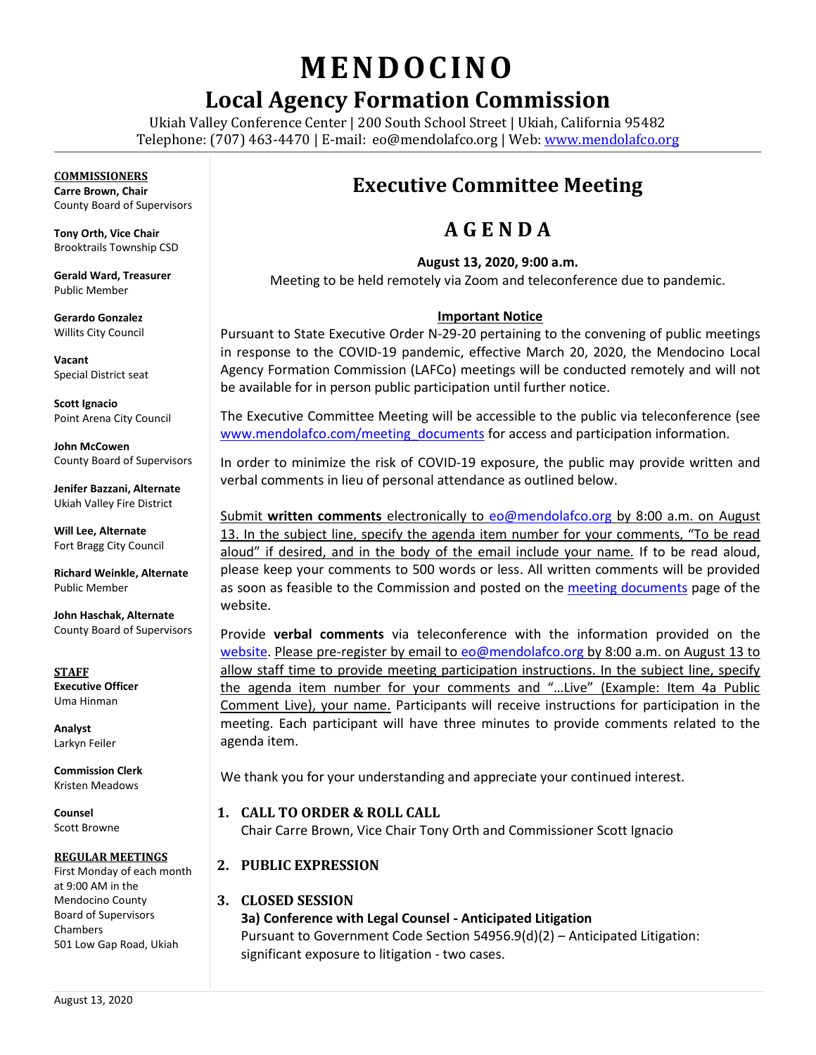# MENDOCINO

## Local Agency Formation Commission

Ukiah Valley Conference Center | 200 South School Street | Ukiah, California 95482
Telephone: (707) 463-4470 | E-mail: eo@mendolafco.org | Web: www.mendolafco.org

**COMMISSIONERS**

**Carre Brown, Chair**
County Board of Supervisors

**Tony Orth, Vice Chair**
Brooktrails Township CSD

**Gerald Ward, Treasurer**
Public Member

**Gerardo Gonzalez**
Willits City Council

**Vacant**
Special District seat

**Scott Ignacio**
Point Arena City Council

**John McCowen**
County Board of Supervisors

**Jenifer Bazzani, Alternate**
Ukiah Valley Fire District

**Will Lee, Alternate**
Fort Bragg City Council

**Richard Weinkle, Alternate**
Public Member

**John Haschak, Alternate**
County Board of Supervisors

**STAFF**

**Executive Officer**
Uma Hinman

**Analyst**
Larkyn Feiler

**Commission Clerk**
Kristen Meadows

**Counsel**
Scott Browne

**REGULAR MEETINGS**

First Monday of each month at 9:00 AM in the Mendocino County Board of Supervisors Chambers
501 Low Gap Road, Ukiah

## Executive Committee Meeting

## AGENDA

**August 13, 2020, 9:00 a.m.**

Meeting to be held remotely via Zoom and teleconference due to pandemic.

**Important Notice**

Pursuant to State Executive Order N-29-20 pertaining to the convening of public meetings in response to the COVID-19 pandemic, effective March 20, 2020, the Mendocino Local Agency Formation Commission (LAFCo) meetings will be conducted remotely and will not be available for in person public participation until further notice.

The Executive Committee Meeting will be accessible to the public via teleconference (see www.mendolafco.com/meeting_documents for access and participation information.

In order to minimize the risk of COVID-19 exposure, the public may provide written and verbal comments in lieu of personal attendance as outlined below.

Submit **written comments** electronically to eo@mendolafco.org by 8:00 a.m. on August 13. In the subject line, specify the agenda item number for your comments, "To be read aloud" if desired, and in the body of the email include your name. If to be read aloud, please keep your comments to 500 words or less. All written comments will be provided as soon as feasible to the Commission and posted on the meeting documents page of the website.

Provide **verbal comments** via teleconference with the information provided on the website. Please pre-register by email to eo@mendolafco.org by 8:00 a.m. on August 13 to allow staff time to provide meeting participation instructions. In the subject line, specify the agenda item number for your comments and "…Live" (Example: Item 4a Public Comment Live), your name. Participants will receive instructions for participation in the meeting. Each participant will have three minutes to provide comments related to the agenda item.

We thank you for your understanding and appreciate your continued interest.

### 1. CALL TO ORDER & ROLL CALL

Chair Carre Brown, Vice Chair Tony Orth and Commissioner Scott Ignacio

### 2. PUBLIC EXPRESSION

### 3. CLOSED SESSION

**3a) Conference with Legal Counsel - Anticipated Litigation**

Pursuant to Government Code Section 54956.9(d)(2) – Anticipated Litigation: significant exposure to litigation - two cases.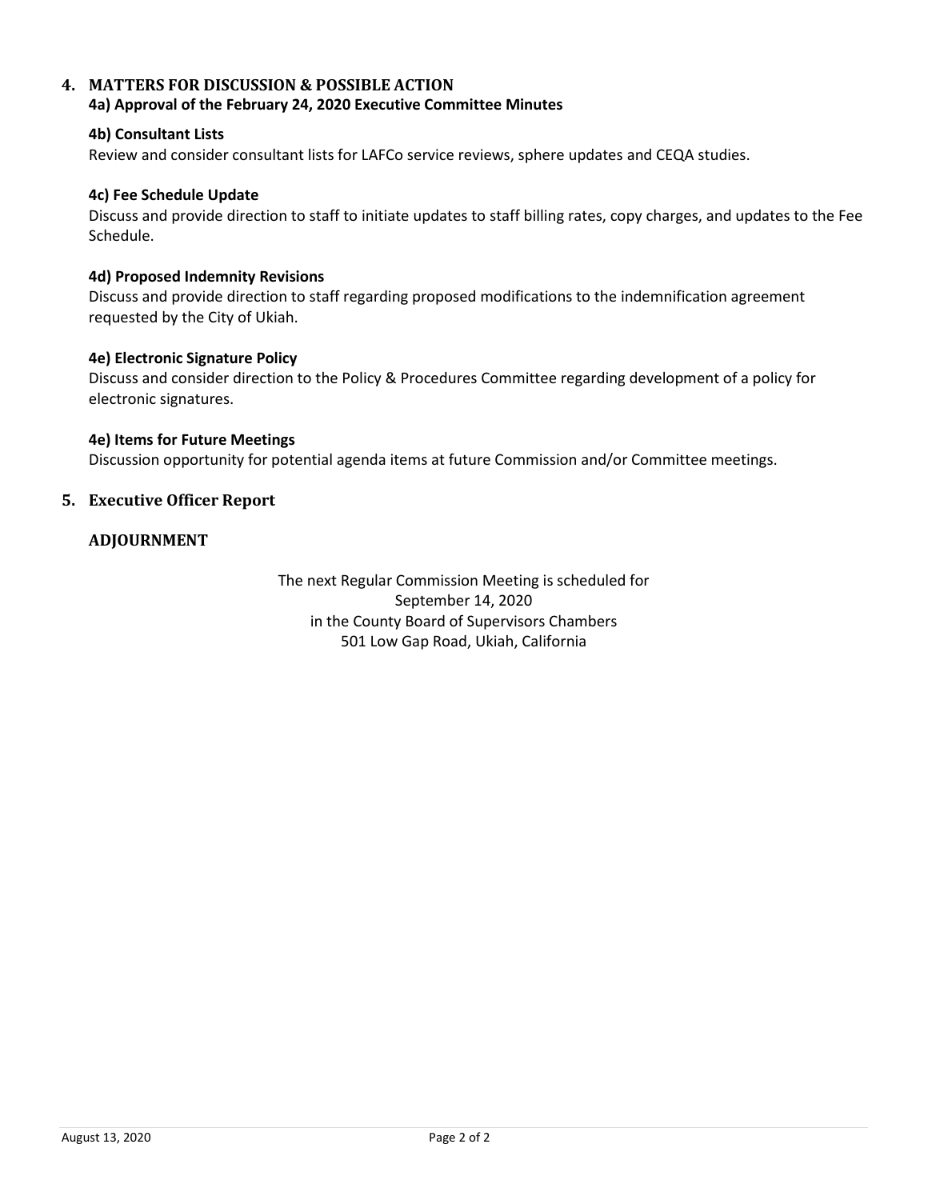## 4. MATTERS FOR DISCUSSION & POSSIBLE ACTION

**4a) Approval of the February 24, 2020 Executive Committee Minutes**

**4b) Consultant Lists**

Review and consider consultant lists for LAFCo service reviews, sphere updates and CEQA studies.

**4c) Fee Schedule Update**

Discuss and provide direction to staff to initiate updates to staff billing rates, copy charges, and updates to the Fee Schedule.

**4d) Proposed Indemnity Revisions**

Discuss and provide direction to staff regarding proposed modifications to the indemnification agreement requested by the City of Ukiah.

**4e) Electronic Signature Policy**

Discuss and consider direction to the Policy & Procedures Committee regarding development of a policy for electronic signatures.

**4e) Items for Future Meetings**

Discussion opportunity for potential agenda items at future Commission and/or Committee meetings.

## 5. Executive Officer Report

## ADJOURNMENT

The next Regular Commission Meeting is scheduled for
September 14, 2020
in the County Board of Supervisors Chambers
501 Low Gap Road, Ukiah, California

August 13, 2020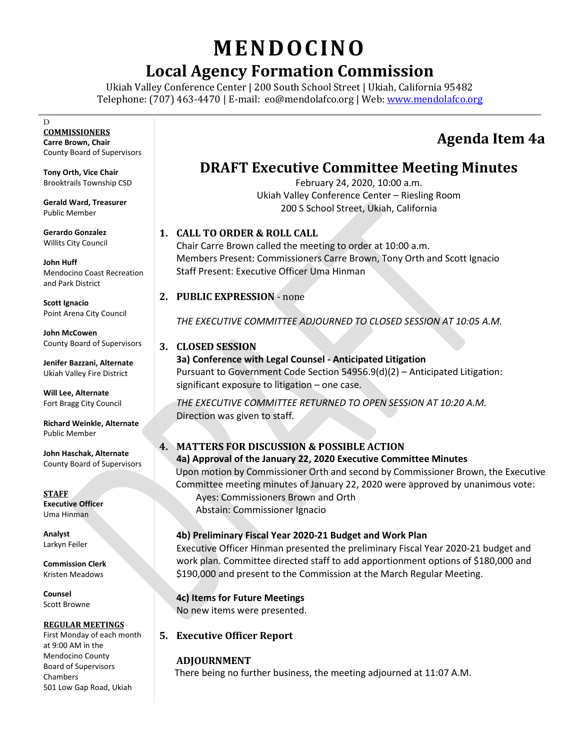# MENDOCINO

## Local Agency Formation Commission

Ukiah Valley Conference Center | 200 South School Street | Ukiah, California 95482
Telephone: (707) 463-4470 | E-mail: eo@mendolafco.org | Web: www.mendolafco.org

D

**COMMISSIONERS**

**Carre Brown, Chair**
County Board of Supervisors

**Tony Orth, Vice Chair**
Brooktrails Township CSD

**Gerald Ward, Treasurer**
Public Member

**Gerardo Gonzalez**
Willits City Council

**John Huff**
Mendocino Coast Recreation and Park District

**Scott Ignacio**
Point Arena City Council

**John McCowen**
County Board of Supervisors

**Jenifer Bazzani, Alternate**
Ukiah Valley Fire District

**Will Lee, Alternate**
Fort Bragg City Council

**Richard Weinkle, Alternate**
Public Member

**John Haschak, Alternate**
County Board of Supervisors

**STAFF**

**Executive Officer**
Uma Hinman

**Analyst**
Larkyn Feiler

**Commission Clerk**
Kristen Meadows

**Counsel**
Scott Browne

**REGULAR MEETINGS**
First Monday of each month at 9:00 AM in the Mendocino County Board of Supervisors Chambers
501 Low Gap Road, Ukiah

## Agenda Item 4a

## DRAFT Executive Committee Meeting Minutes

February 24, 2020, 10:00 a.m.
Ukiah Valley Conference Center – Riesling Room
200 S School Street, Ukiah, California

### 1. CALL TO ORDER & ROLL CALL

Chair Carre Brown called the meeting to order at 10:00 a.m.
Members Present: Commissioners Carre Brown, Tony Orth and Scott Ignacio
Staff Present: Executive Officer Uma Hinman

### 2. PUBLIC EXPRESSION - none

*THE EXECUTIVE COMMITTEE ADJOURNED TO CLOSED SESSION AT 10:05 A.M.*

### 3. CLOSED SESSION

**3a) Conference with Legal Counsel - Anticipated Litigation**
Pursuant to Government Code Section 54956.9(d)(2) – Anticipated Litigation: significant exposure to litigation – one case.

*THE EXECUTIVE COMMITTEE RETURNED TO OPEN SESSION AT 10:20 A.M.*
Direction was given to staff.

### 4. MATTERS FOR DISCUSSION & POSSIBLE ACTION

**4a) Approval of the January 22, 2020 Executive Committee Minutes**
Upon motion by Commissioner Orth and second by Commissioner Brown, the Executive Committee meeting minutes of January 22, 2020 were approved by unanimous vote:
Ayes: Commissioners Brown and Orth
Abstain: Commissioner Ignacio

**4b) Preliminary Fiscal Year 2020-21 Budget and Work Plan**
Executive Officer Hinman presented the preliminary Fiscal Year 2020-21 budget and work plan. Committee directed staff to add apportionment options of $180,000 and $190,000 and present to the Commission at the March Regular Meeting.

**4c) Items for Future Meetings**
No new items were presented.

### 5. Executive Officer Report

### ADJOURNMENT

There being no further business, the meeting adjourned at 11:07 A.M.